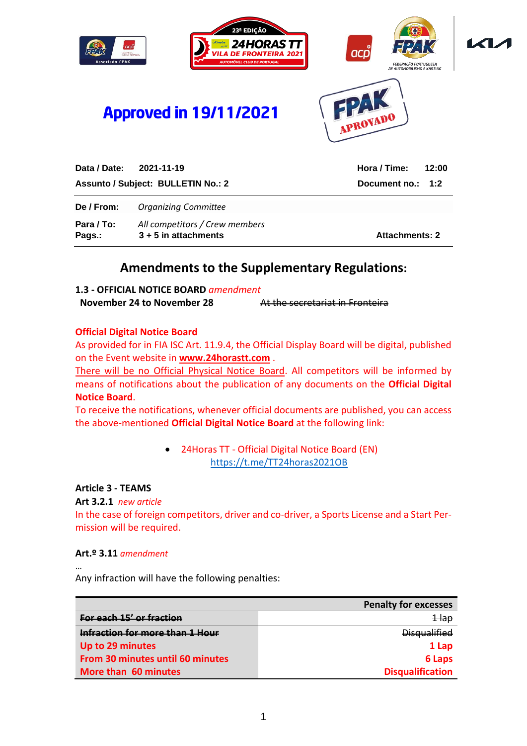**Approved in 19/11/2021**

| **Data / Date:** | **2021-11-19** | **Hora / Time:** | **12:00** |
|---|---|---|---|
| **Assunto / Subject:** | **BULLETIN No.: 2** | **Document no.:** | **1:2** |
| **De / From:** | *Organizing Committee* | | |
| **Para / To:** | *All competitors / Crew members* | | |
| **Pags.:** | **3 + 5 in attachments** | **Attachments: 2** | |

## Amendments to the Supplementary Regulations:

**1.3 - OFFICIAL NOTICE BOARD** *amendment*

**November 24 to November 28** ~~At the secretariat in Fronteira~~

**Official Digital Notice Board**

As provided for in FIA ISC Art. 11.9.4, the Official Display Board will be digital, published on the Event website in **www.24horastt.com** .

There will be no Official Physical Notice Board. All competitors will be informed by means of notifications about the publication of any documents on the **Official Digital Notice Board**.

To receive the notifications, whenever official documents are published, you can access the above-mentioned **Official Digital Notice Board** at the following link:

- 24Horas TT - Official Digital Notice Board (EN)
  https://t.me/TT24horas2021OB

**Article 3 - TEAMS**

**Art 3.2.1** *new article*

In the case of foreign competitors, driver and co-driver, a Sports License and a Start Permission will be required.

**Art.º 3.11** *amendment*

…

Any infraction will have the following penalties:

| | **Penalty for excesses** |
|---|---|
| ~~For each 15' or fraction~~ | ~~1 lap~~ |
| ~~Infraction for more than 1 Hour~~ | ~~Disqualified~~ |
| **Up to 29 minutes** | **1 Lap** |
| **From 30 minutes until 60 minutes** | **6 Laps** |
| **More than 60 minutes** | **Disqualification** |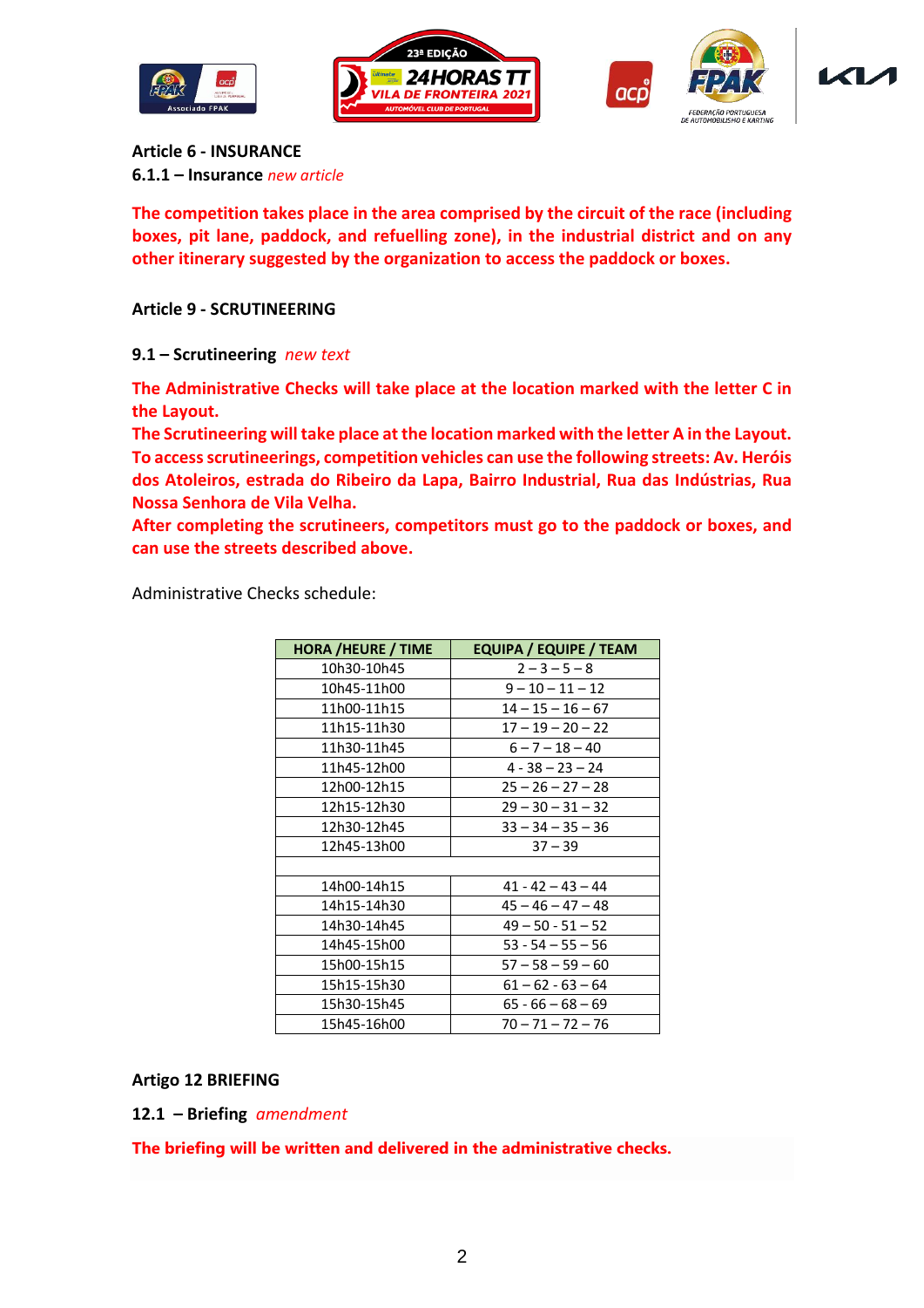**Article 6 - INSURANCE**

**6.1.1 – Insurance** *new article*

**The competition takes place in the area comprised by the circuit of the race (including boxes, pit lane, paddock, and refuelling zone), in the industrial district and on any other itinerary suggested by the organization to access the paddock or boxes.**

**Article 9 - SCRUTINEERING**

**9.1 – Scrutineering** *new text*

**The Administrative Checks will take place at the location marked with the letter C in the Layout.**
**The Scrutineering will take place at the location marked with the letter A in the Layout.**
**To access scrutineerings, competition vehicles can use the following streets: Av. Heróis dos Atoleiros, estrada do Ribeiro da Lapa, Bairro Industrial, Rua das Indústrias, Rua Nossa Senhora de Vila Velha.**
**After completing the scrutineers, competitors must go to the paddock or boxes, and can use the streets described above.**

Administrative Checks schedule:

| HORA /HEURE / TIME | EQUIPA / EQUIPE / TEAM |
|---|---|
| 10h30-10h45 | 2 – 3 – 5 – 8 |
| 10h45-11h00 | 9 – 10 – 11 – 12 |
| 11h00-11h15 | 14 – 15 – 16 – 67 |
| 11h15-11h30 | 17 – 19 – 20 – 22 |
| 11h30-11h45 | 6 – 7 – 18 – 40 |
| 11h45-12h00 | 4 - 38 – 23 – 24 |
| 12h00-12h15 | 25 – 26 – 27 – 28 |
| 12h15-12h30 | 29 – 30 – 31 – 32 |
| 12h30-12h45 | 33 – 34 – 35 – 36 |
| 12h45-13h00 | 37 – 39 |
| | |
| 14h00-14h15 | 41 - 42 – 43 – 44 |
| 14h15-14h30 | 45 – 46 – 47 – 48 |
| 14h30-14h45 | 49 – 50 - 51 – 52 |
| 14h45-15h00 | 53 - 54 – 55 – 56 |
| 15h00-15h15 | 57 – 58 – 59 – 60 |
| 15h15-15h30 | 61 – 62 - 63 – 64 |
| 15h30-15h45 | 65 - 66 – 68 – 69 |
| 15h45-16h00 | 70 – 71 – 72 – 76 |

**Artigo 12 BRIEFING**

**12.1 – Briefing** *amendment*

**The briefing will be written and delivered in the administrative checks.**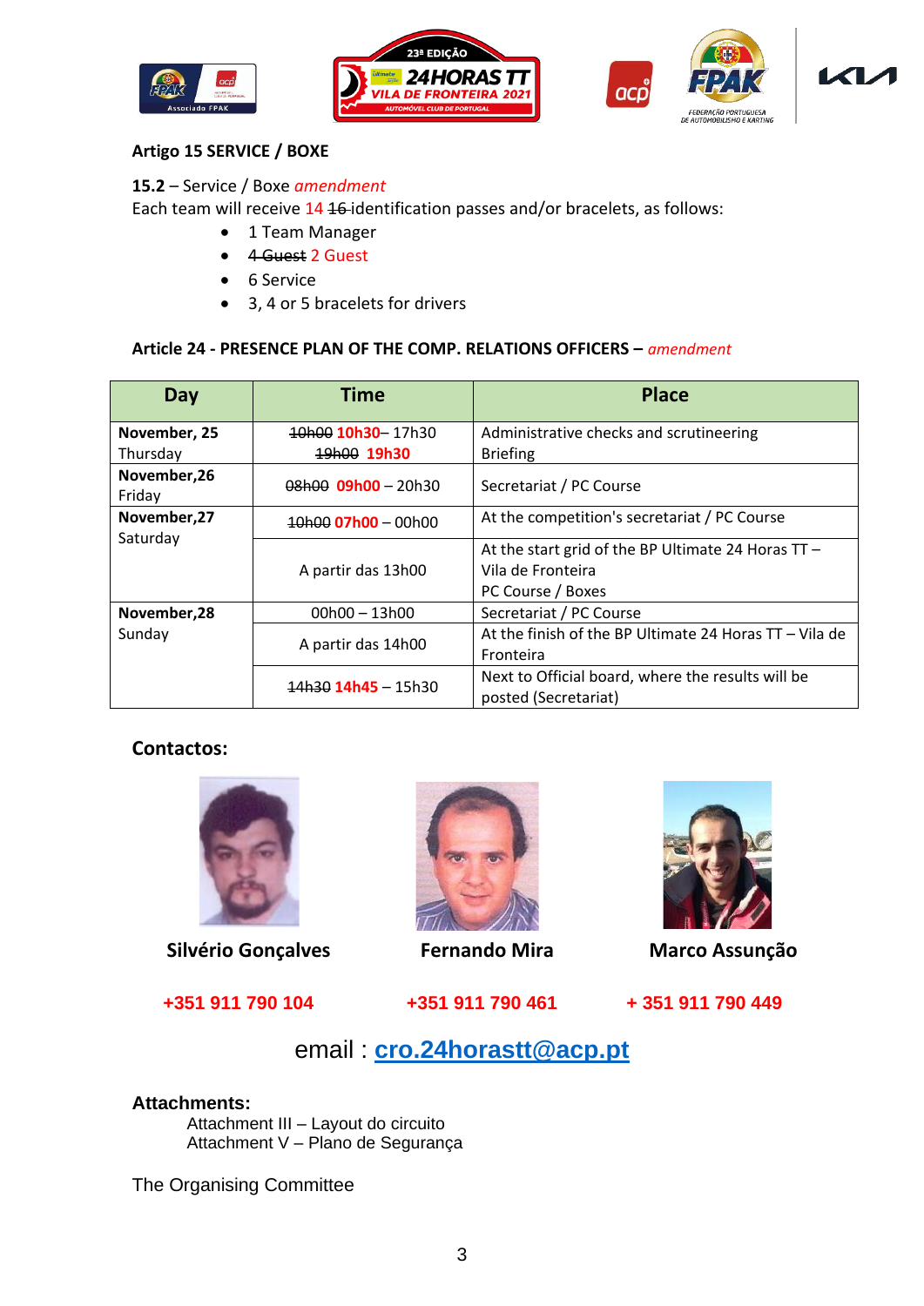**Artigo 15 SERVICE / BOXE**

**15.2** – Service / Boxe *amendment*

Each team will receive 14 ~~16~~ identification passes and/or bracelets, as follows:

- 1 Team Manager
- ~~4 Guest~~ 2 Guest
- 6 Service
- 3, 4 or 5 bracelets for drivers

**Article 24 - PRESENCE PLAN OF THE COMP. RELATIONS OFFICERS –** *amendment*

| Day | Time | Place |
|---|---|---|
| **November, 25** Thursday | ~~10h00~~ **10h30**– 17h30<br>~~19h00~~ **19h30** | Administrative checks and scrutineering<br>Briefing |
| **November,26** Friday | ~~08h00~~ **09h00** – 20h30 | Secretariat / PC Course |
| **November,27** Saturday | ~~10h00~~ **07h00** – 00h00 | At the competition's secretariat / PC Course |
| | A partir das 13h00 | At the start grid of the BP Ultimate 24 Horas TT – Vila de Fronteira<br>PC Course / Boxes |
| **November,28** Sunday | 00h00 – 13h00 | Secretariat / PC Course |
| | A partir das 14h00 | At the finish of the BP Ultimate 24 Horas TT – Vila de Fronteira |
| | ~~14h30~~ **14h45** – 15h30 | Next to Official board, where the results will be posted (Secretariat) |

**Contactos:**

**Silvério Gonçalves** – **+351 911 790 104**

**Fernando Mira** – **+351 911 790 461**

**Marco Assunção** – **+ 351 911 790 449**

email : **cro.24horastt@acp.pt**

**Attachments:**

Attachment III – Layout do circuito
Attachment V – Plano de Segurança

The Organising Committee